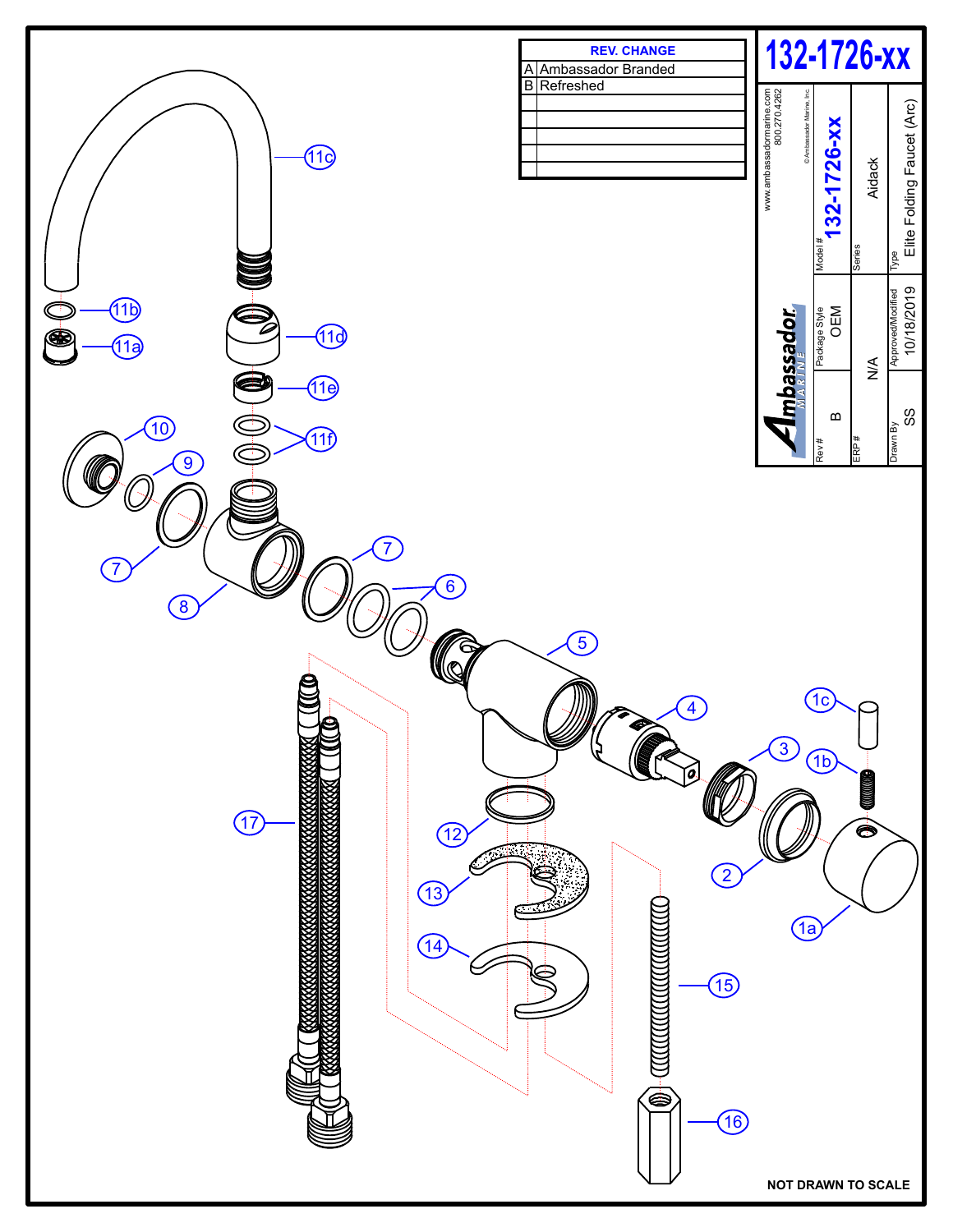# 132-1726-xx

| REV. | CHANGE |
|---|---|
| A | Ambassador Branded |
| B | Refreshed |
| | |
| | |
| | |
| | |

www.ambassadormarine.com
800.270.4262

© Ambassador Marine, Inc.

**Ambassador MARINE**

| Rev # | Package Style | Model # |
|---|---|---|
| B | OEM | 132-1726-xx |

| ERP # | Series |
|---|---|
| N/A | Aidack |

| Drawn By | Approved/Modified | Type |
|---|---|---|
| SS | 10/18/2019 | Elite Folding Faucet (Arc) |

11c
11b
11a
11d
11e
11f
10
9
7
8
7
6
5
4
1c
3
1b
17
12
2
1a
13
14
15
16

**NOT DRAWN TO SCALE**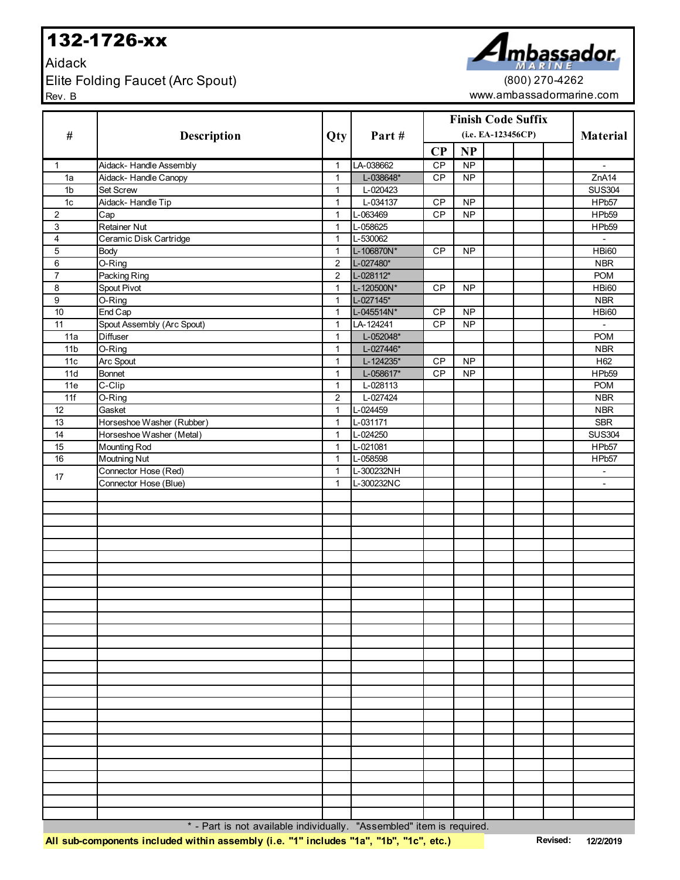# 132-1726-xx

Aidack

Elite Folding Faucet (Arc Spout)

Rev. B

Ambassador MARINE

(800) 270-4262

www.ambassadormarine.com

| # | Description | Qty | Part # | Finish Code Suffix (i.e. EA-123456CP) | | | | | Material |
|---|---|---|---|---|---|---|---|---|---|
| | | | | CP | NP | | | | |
| 1 | Aidack- Handle Assembly | 1 | LA-038662 | CP | NP | | | | - |
| 1a | Aidack- Handle Canopy | 1 | L-038648* | CP | NP | | | | ZnA14 |
| 1b | Set Screw | 1 | L-020423 | | | | | | SUS304 |
| 1c | Aidack- Handle Tip | 1 | L-034137 | CP | NP | | | | HPb57 |
| 2 | Cap | 1 | L-063469 | CP | NP | | | | HPb59 |
| 3 | Retainer Nut | 1 | L-058625 | | | | | | HPb59 |
| 4 | Ceramic Disk Cartridge | 1 | L-530062 | | | | | | - |
| 5 | Body | 1 | L-106870N* | CP | NP | | | | HBi60 |
| 6 | O-Ring | 2 | L-027480* | | | | | | NBR |
| 7 | Packing Ring | 2 | L-028112* | | | | | | POM |
| 8 | Spout Pivot | 1 | L-120500N* | CP | NP | | | | HBi60 |
| 9 | O-Ring | 1 | L-027145* | | | | | | NBR |
| 10 | End Cap | 1 | L-045514N* | CP | NP | | | | HBi60 |
| 11 | Spout Assembly (Arc Spout) | 1 | LA-124241 | CP | NP | | | | - |
| 11a | Diffuser | 1 | L-052048* | | | | | | POM |
| 11b | O-Ring | 1 | L-027446* | | | | | | NBR |
| 11c | Arc Spout | 1 | L-124235* | CP | NP | | | | H62 |
| 11d | Bonnet | 1 | L-058617* | CP | NP | | | | HPb59 |
| 11e | C-Clip | 1 | L-028113 | | | | | | POM |
| 11f | O-Ring | 2 | L-027424 | | | | | | NBR |
| 12 | Gasket | 1 | L-024459 | | | | | | NBR |
| 13 | Horseshoe Washer (Rubber) | 1 | L-031171 | | | | | | SBR |
| 14 | Horseshoe Washer (Metal) | 1 | L-024250 | | | | | | SUS304 |
| 15 | Mounting Rod | 1 | L-021081 | | | | | | HPb57 |
| 16 | Moutning Nut | 1 | L-058598 | | | | | | HPb57 |
| 17 | Connector Hose (Red) | 1 | L-300232NH | | | | | | - |
| | Connector Hose (Blue) | 1 | L-300232NC | | | | | | - |

\* - Part is not available individually. "Assembled" item is required.

**All sub-components included within assembly (i.e. "1" includes "1a", "1b", "1c", etc.)**

Revised: 12/2/2019